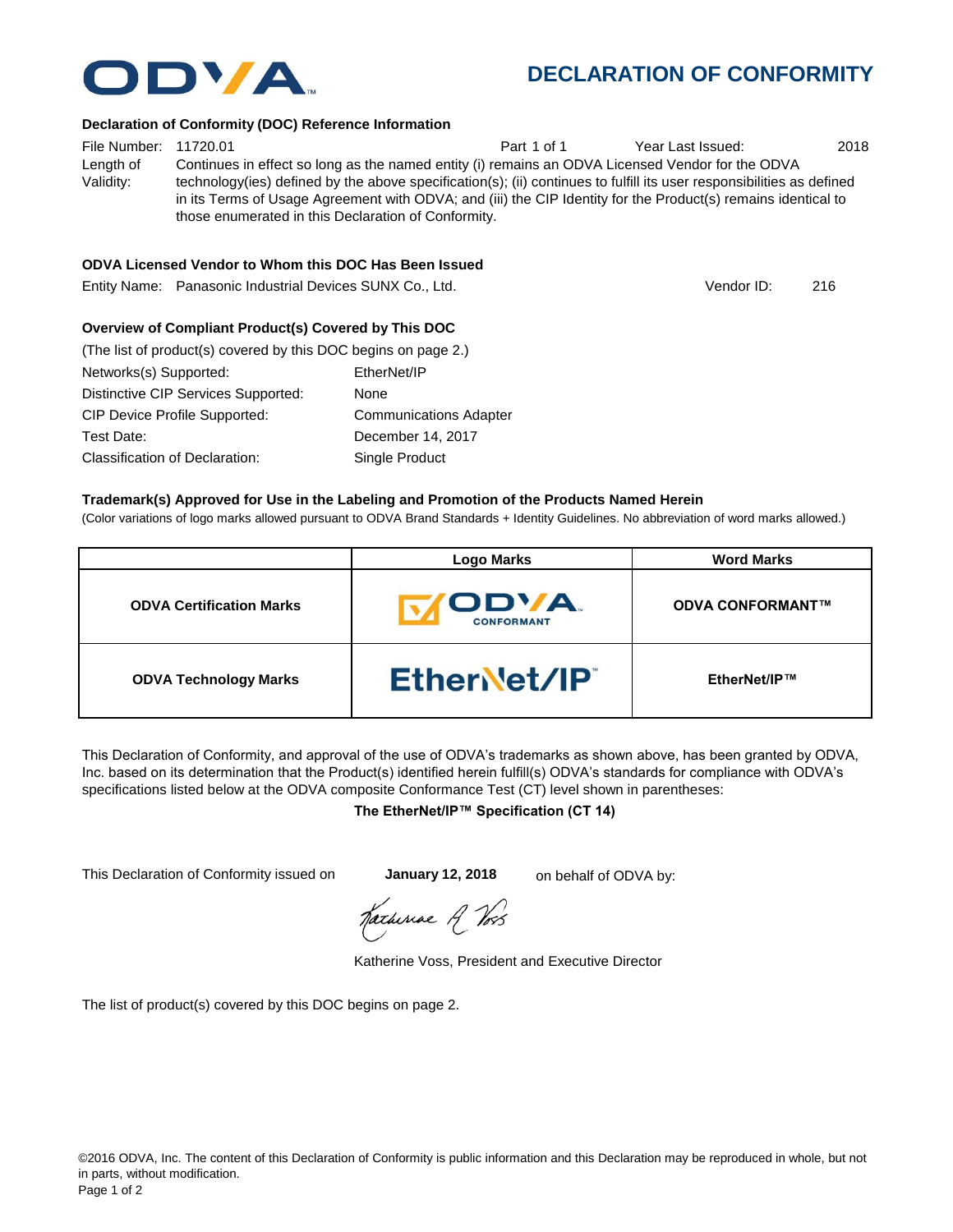# DECLARATION OF CONFORMITY

### Declaration of Conformity (DOC) Reference Information

File Number: 11720.01 Part 1 of 1 Year Last Issued: 2018

Length of Validity: Continues in effect so long as the named entity (i) remains an ODVA Licensed Vendor for the ODVA technology(ies) defined by the above specification(s); (ii) continues to fulfill its user responsibilities as defined in its Terms of Usage Agreement with ODVA; and (iii) the CIP Identity for the Product(s) remains identical to those enumerated in this Declaration of Conformity.

### ODVA Licensed Vendor to Whom this DOC Has Been Issued

Entity Name: Panasonic Industrial Devices SUNX Co., Ltd. Vendor ID: 216

### Overview of Compliant Product(s) Covered by This DOC

(The list of product(s) covered by this DOC begins on page 2.)

Networks(s) Supported: EtherNet/IP

Distinctive CIP Services Supported: None

CIP Device Profile Supported: Communications Adapter

Test Date: December 14, 2017

Classification of Declaration: Single Product

### Trademark(s) Approved for Use in the Labeling and Promotion of the Products Named Herein

(Color variations of logo marks allowed pursuant to ODVA Brand Standards + Identity Guidelines. No abbreviation of word marks allowed.)

| | Logo Marks | Word Marks |
|---|---|---|
| **ODVA Certification Marks** | ODVA CONFORMANT | **ODVA CONFORMANT™** |
| **ODVA Technology Marks** | EtherNet/IP | **EtherNet/IP™** |

This Declaration of Conformity, and approval of the use of ODVA's trademarks as shown above, has been granted by ODVA, Inc. based on its determination that the Product(s) identified herein fulfill(s) ODVA's standards for compliance with ODVA's specifications listed below at the ODVA composite Conformance Test (CT) level shown in parentheses:

**The EtherNet/IP™ Specification (CT 14)**

This Declaration of Conformity issued on **January 12, 2018** on behalf of ODVA by:

Katherine Voss, President and Executive Director

The list of product(s) covered by this DOC begins on page 2.

©2016 ODVA, Inc. The content of this Declaration of Conformity is public information and this Declaration may be reproduced in whole, but not in parts, without modification.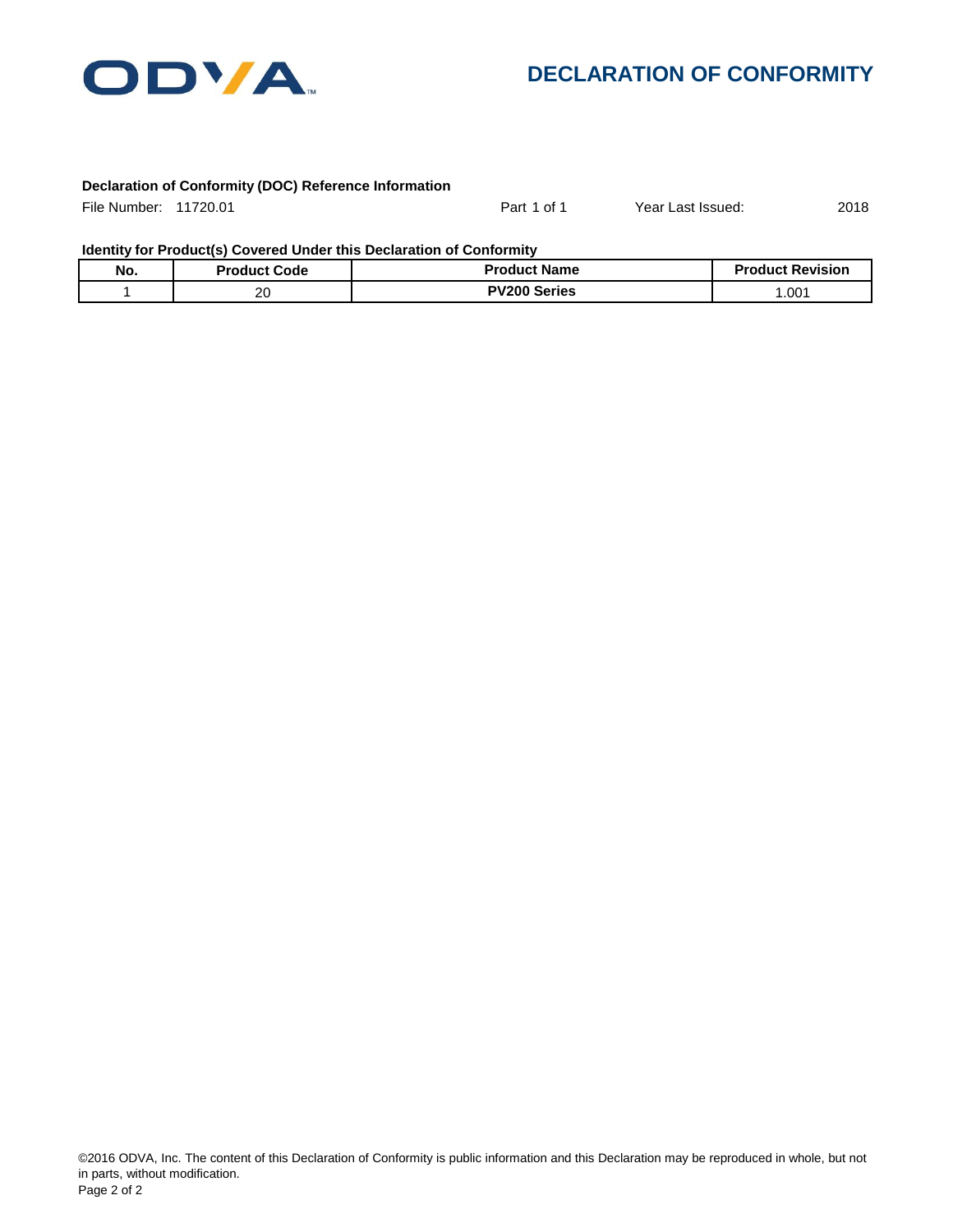ODVA

# DECLARATION OF CONFORMITY

**Declaration of Conformity (DOC) Reference Information**

File Number: 11720.01 Part 1 of 1 Year Last Issued: 2018

**Identity for Product(s) Covered Under this Declaration of Conformity**

| No. | Product Code | Product Name | Product Revision |
|---|---|---|---|
| 1 | 20 | **PV200 Series** | 1.001 |

©2016 ODVA, Inc. The content of this Declaration of Conformity is public information and this Declaration may be reproduced in whole, but not in parts, without modification.